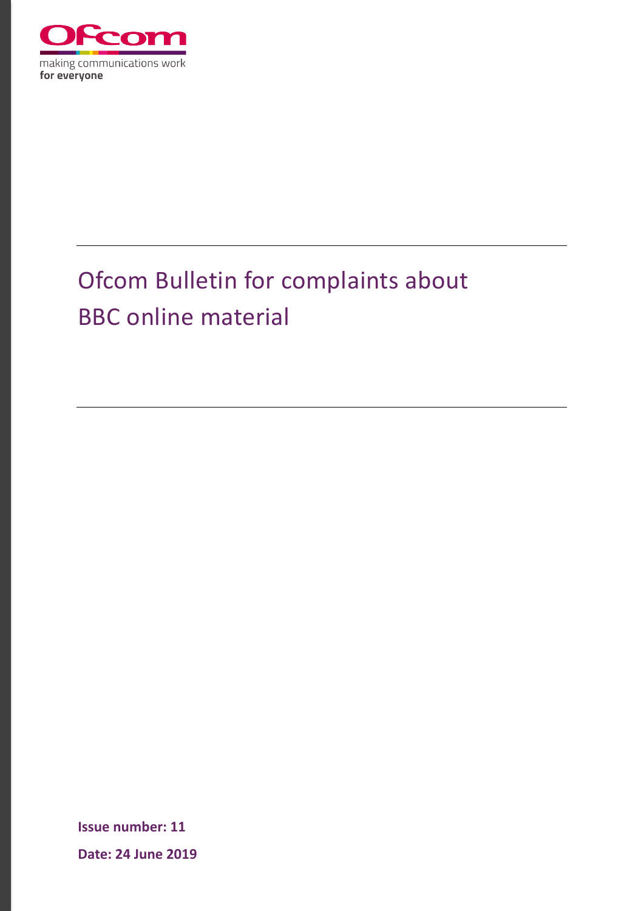Ofcom

making communications work
**for everyone**

# Ofcom Bulletin for complaints about BBC online material

**Issue number: 11**

**Date: 24 June 2019**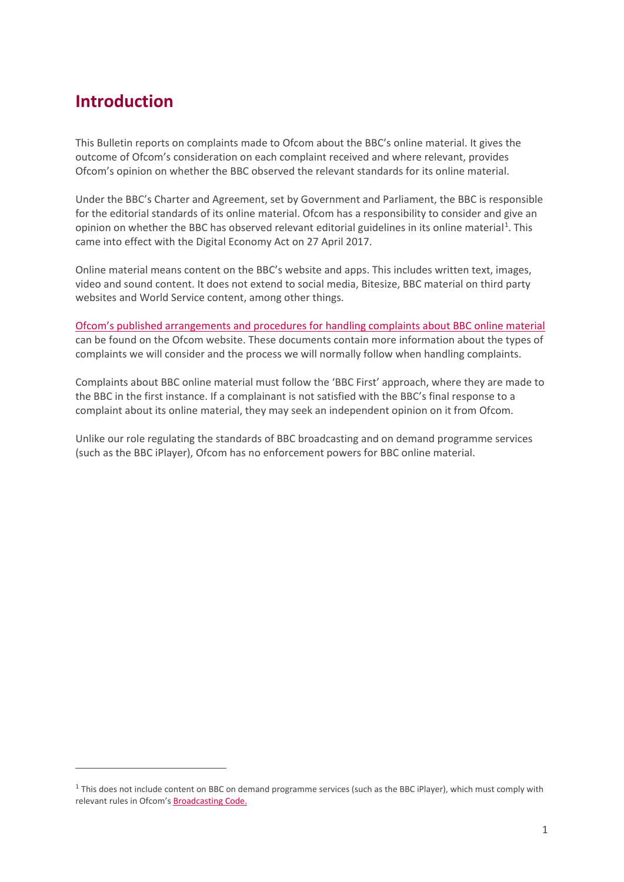# Introduction

This Bulletin reports on complaints made to Ofcom about the BBC's online material. It gives the outcome of Ofcom's consideration on each complaint received and where relevant, provides Ofcom's opinion on whether the BBC observed the relevant standards for its online material.

Under the BBC's Charter and Agreement, set by Government and Parliament, the BBC is responsible for the editorial standards of its online material. Ofcom has a responsibility to consider and give an opinion on whether the BBC has observed relevant editorial guidelines in its online material[1]. This came into effect with the Digital Economy Act on 27 April 2017.

Online material means content on the BBC's website and apps. This includes written text, images, video and sound content. It does not extend to social media, Bitesize, BBC material on third party websites and World Service content, among other things.

Ofcom's published arrangements and procedures for handling complaints about BBC online material can be found on the Ofcom website. These documents contain more information about the types of complaints we will consider and the process we will normally follow when handling complaints.

Complaints about BBC online material must follow the 'BBC First' approach, where they are made to the BBC in the first instance. If a complainant is not satisfied with the BBC's final response to a complaint about its online material, they may seek an independent opinion on it from Ofcom.

Unlike our role regulating the standards of BBC broadcasting and on demand programme services (such as the BBC iPlayer), Ofcom has no enforcement powers for BBC online material.

---

[1] This does not include content on BBC on demand programme services (such as the BBC iPlayer), which must comply with relevant rules in Ofcom's Broadcasting Code.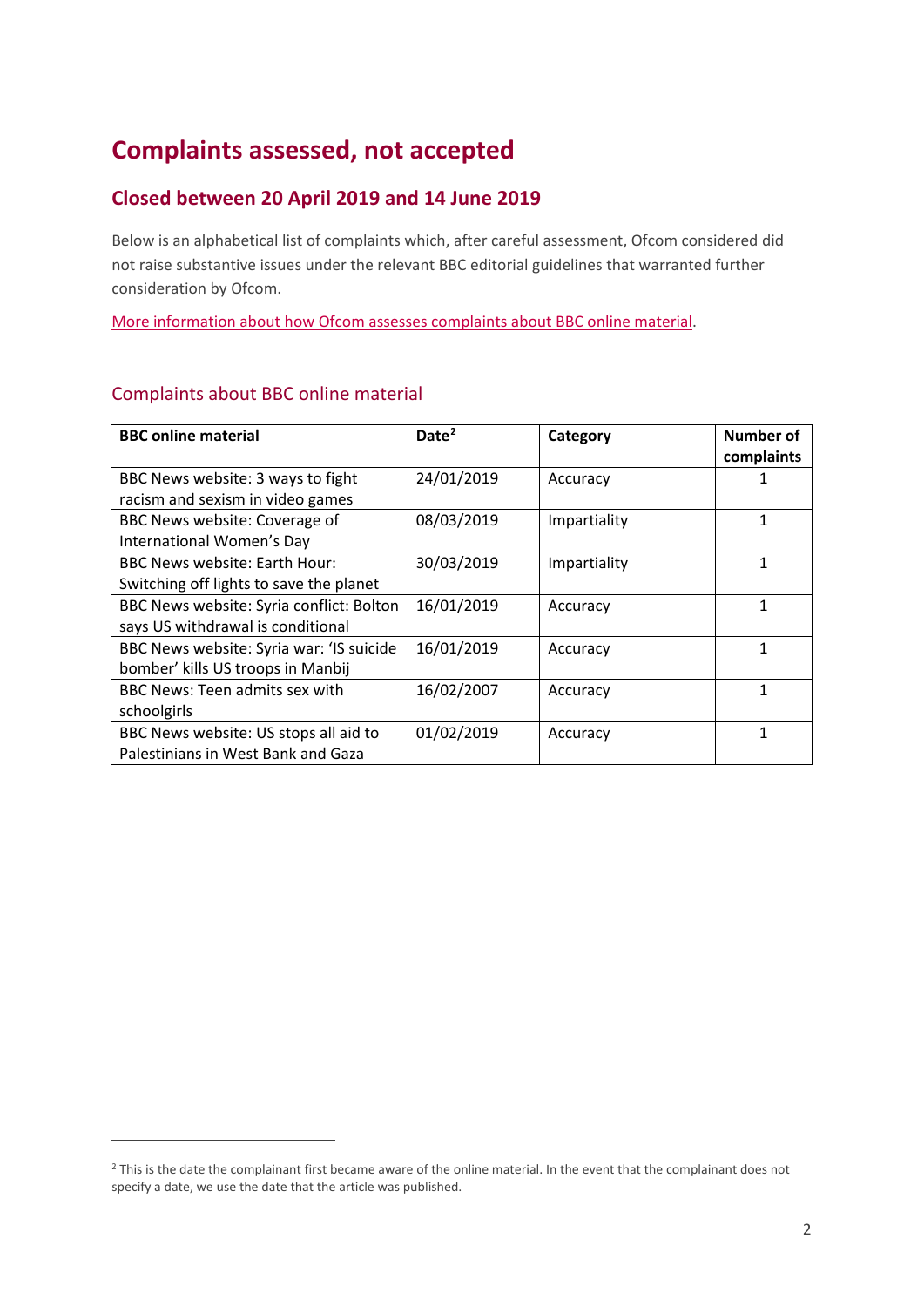# Complaints assessed, not accepted

## Closed between 20 April 2019 and 14 June 2019

Below is an alphabetical list of complaints which, after careful assessment, Ofcom considered did not raise substantive issues under the relevant BBC editorial guidelines that warranted further consideration by Ofcom.

More information about how Ofcom assesses complaints about BBC online material.

### Complaints about BBC online material

| BBC online material | Date[2] | Category | Number of complaints |
| --- | --- | --- | --- |
| BBC News website: 3 ways to fight racism and sexism in video games | 24/01/2019 | Accuracy | 1 |
| BBC News website: Coverage of International Women's Day | 08/03/2019 | Impartiality | 1 |
| BBC News website: Earth Hour: Switching off lights to save the planet | 30/03/2019 | Impartiality | 1 |
| BBC News website: Syria conflict: Bolton says US withdrawal is conditional | 16/01/2019 | Accuracy | 1 |
| BBC News website: Syria war: 'IS suicide bomber' kills US troops in Manbij | 16/01/2019 | Accuracy | 1 |
| BBC News: Teen admits sex with schoolgirls | 16/02/2007 | Accuracy | 1 |
| BBC News website: US stops all aid to Palestinians in West Bank and Gaza | 01/02/2019 | Accuracy | 1 |

[2] This is the date the complainant first became aware of the online material. In the event that the complainant does not specify a date, we use the date that the article was published.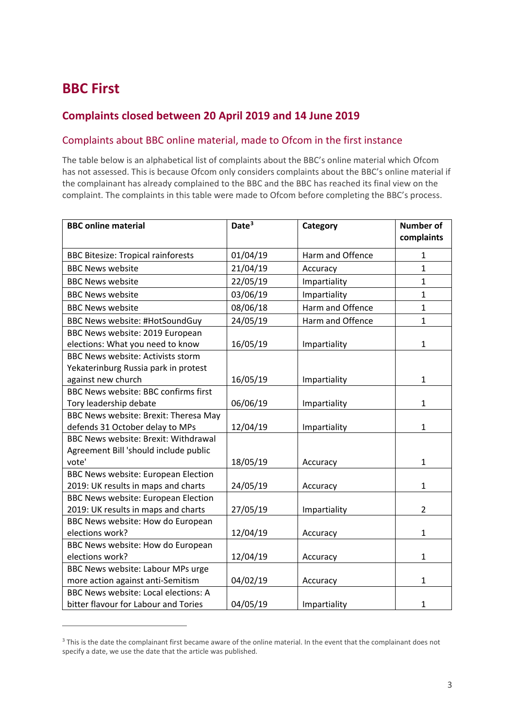# BBC First

## Complaints closed between 20 April 2019 and 14 June 2019

### Complaints about BBC online material, made to Ofcom in the first instance

The table below is an alphabetical list of complaints about the BBC's online material which Ofcom has not assessed. This is because Ofcom only considers complaints about the BBC's online material if the complainant has already complained to the BBC and the BBC has reached its final view on the complaint. The complaints in this table were made to Ofcom before completing the BBC's process.

| BBC online material | Date[3] | Category | Number of complaints |
|---|---|---|---|
| BBC Bitesize: Tropical rainforests | 01/04/19 | Harm and Offence | 1 |
| BBC News website | 21/04/19 | Accuracy | 1 |
| BBC News website | 22/05/19 | Impartiality | 1 |
| BBC News website | 03/06/19 | Impartiality | 1 |
| BBC News website | 08/06/18 | Harm and Offence | 1 |
| BBC News website: #HotSoundGuy | 24/05/19 | Harm and Offence | 1 |
| BBC News website: 2019 European elections: What you need to know | 16/05/19 | Impartiality | 1 |
| BBC News website: Activists storm Yekaterinburg Russia park in protest against new church | 16/05/19 | Impartiality | 1 |
| BBC News website: BBC confirms first Tory leadership debate | 06/06/19 | Impartiality | 1 |
| BBC News website: Brexit: Theresa May defends 31 October delay to MPs | 12/04/19 | Impartiality | 1 |
| BBC News website: Brexit: Withdrawal Agreement Bill 'should include public vote' | 18/05/19 | Accuracy | 1 |
| BBC News website: European Election 2019: UK results in maps and charts | 24/05/19 | Accuracy | 1 |
| BBC News website: European Election 2019: UK results in maps and charts | 27/05/19 | Impartiality | 2 |
| BBC News website: How do European elections work? | 12/04/19 | Accuracy | 1 |
| BBC News website: How do European elections work? | 12/04/19 | Accuracy | 1 |
| BBC News website: Labour MPs urge more action against anti-Semitism | 04/02/19 | Accuracy | 1 |
| BBC News website: Local elections: A bitter flavour for Labour and Tories | 04/05/19 | Impartiality | 1 |

[3] This is the date the complainant first became aware of the online material. In the event that the complainant does not specify a date, we use the date that the article was published.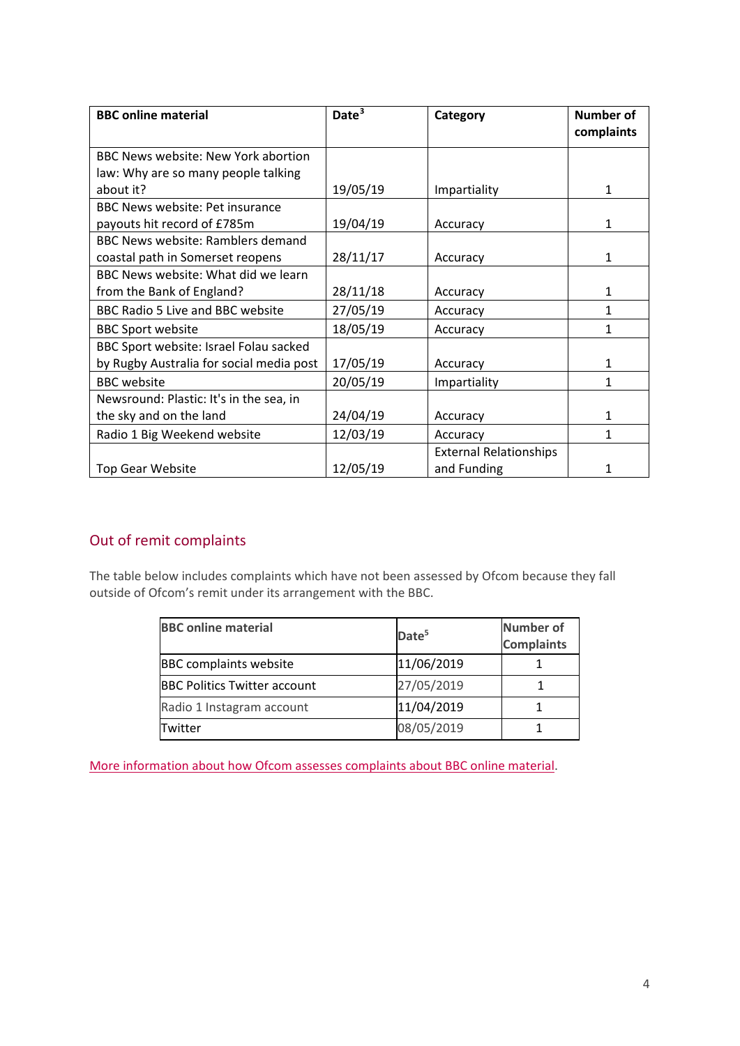| BBC online material | Date[3] | Category | Number of complaints |
|---|---|---|---|
| BBC News website: New York abortion law: Why are so many people talking about it? | 19/05/19 | Impartiality | 1 |
| BBC News website: Pet insurance payouts hit record of £785m | 19/04/19 | Accuracy | 1 |
| BBC News website: Ramblers demand coastal path in Somerset reopens | 28/11/17 | Accuracy | 1 |
| BBC News website: What did we learn from the Bank of England? | 28/11/18 | Accuracy | 1 |
| BBC Radio 5 Live and BBC website | 27/05/19 | Accuracy | 1 |
| BBC Sport website | 18/05/19 | Accuracy | 1 |
| BBC Sport website: Israel Folau sacked by Rugby Australia for social media post | 17/05/19 | Accuracy | 1 |
| BBC website | 20/05/19 | Impartiality | 1 |
| Newsround: Plastic: It's in the sea, in the sky and on the land | 24/04/19 | Accuracy | 1 |
| Radio 1 Big Weekend website | 12/03/19 | Accuracy | 1 |
| Top Gear Website | 12/05/19 | External Relationships and Funding | 1 |

## Out of remit complaints

The table below includes complaints which have not been assessed by Ofcom because they fall outside of Ofcom's remit under its arrangement with the BBC.

| BBC online material | Date[5] | Number of Complaints |
|---|---|---|
| BBC complaints website | 11/06/2019 | 1 |
| BBC Politics Twitter account | 27/05/2019 | 1 |
| Radio 1 Instagram account | 11/04/2019 | 1 |
| Twitter | 08/05/2019 | 1 |

More information about how Ofcom assesses complaints about BBC online material.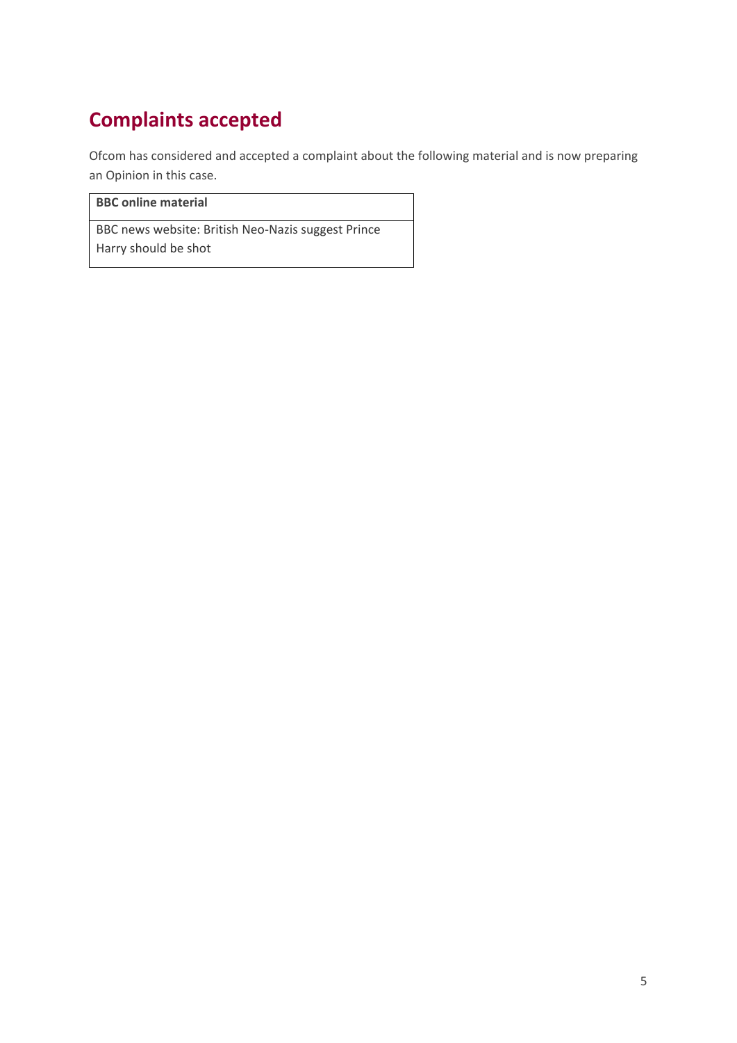## Complaints accepted

Ofcom has considered and accepted a complaint about the following material and is now preparing an Opinion in this case.

| BBC online material |
| --- |
| BBC news website: British Neo-Nazis suggest Prince Harry should be shot |